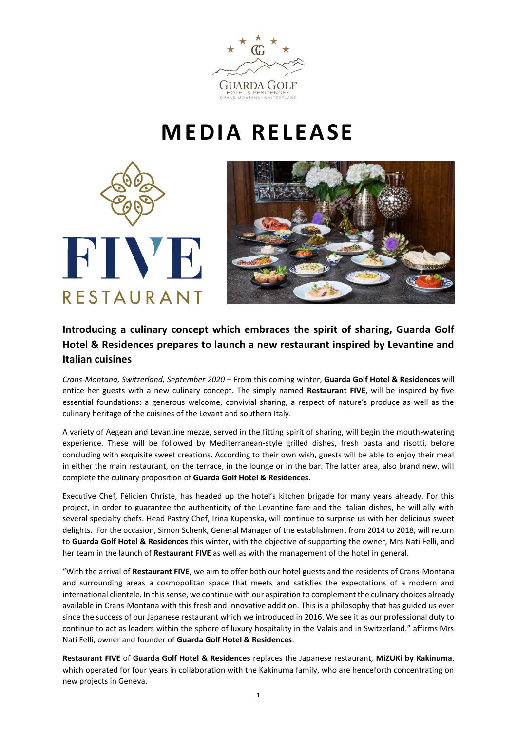# MEDIA RELEASE

## Introducing a culinary concept which embraces the spirit of sharing, Guarda Golf Hotel & Residences prepares to launch a new restaurant inspired by Levantine and Italian cuisines

*Crans-Montana, Switzerland, September 2020* – From this coming winter, **Guarda Golf Hotel & Residences** will entice her guests with a new culinary concept. The simply named **Restaurant FIVE**, will be inspired by five essential foundations: a generous welcome, convivial sharing, a respect of nature's produce as well as the culinary heritage of the cuisines of the Levant and southern Italy.

A variety of Aegean and Levantine mezze, served in the fitting spirit of sharing, will begin the mouth-watering experience. These will be followed by Mediterranean-style grilled dishes, fresh pasta and risotti, before concluding with exquisite sweet creations. According to their own wish, guests will be able to enjoy their meal in either the main restaurant, on the terrace, in the lounge or in the bar. The latter area, also brand new, will complete the culinary proposition of **Guarda Golf Hotel & Residences**.

Executive Chef, Félicien Christe, has headed up the hotel's kitchen brigade for many years already. For this project, in order to guarantee the authenticity of the Levantine fare and the Italian dishes, he will ally with several specialty chefs. Head Pastry Chef, Irina Kupenska, will continue to surprise us with her delicious sweet delights. For the occasion, Simon Schenk, General Manager of the establishment from 2014 to 2018, will return to **Guarda Golf Hotel & Residences** this winter, with the objective of supporting the owner, Mrs Nati Felli, and her team in the launch of **Restaurant FIVE** as well as with the management of the hotel in general.

"With the arrival of **Restaurant FIVE**, we aim to offer both our hotel guests and the residents of Crans-Montana and surrounding areas a cosmopolitan space that meets and satisfies the expectations of a modern and international clientele. In this sense, we continue with our aspiration to complement the culinary choices already available in Crans-Montana with this fresh and innovative addition. This is a philosophy that has guided us ever since the success of our Japanese restaurant which we introduced in 2016. We see it as our professional duty to continue to act as leaders within the sphere of luxury hospitality in the Valais and in Switzerland." affirms Mrs Nati Felli, owner and founder of **Guarda Golf Hotel & Residences**.

**Restaurant FIVE** of **Guarda Golf Hotel & Residences** replaces the Japanese restaurant, **MiZUKi by Kakinuma**, which operated for four years in collaboration with the Kakinuma family, who are henceforth concentrating on new projects in Geneva.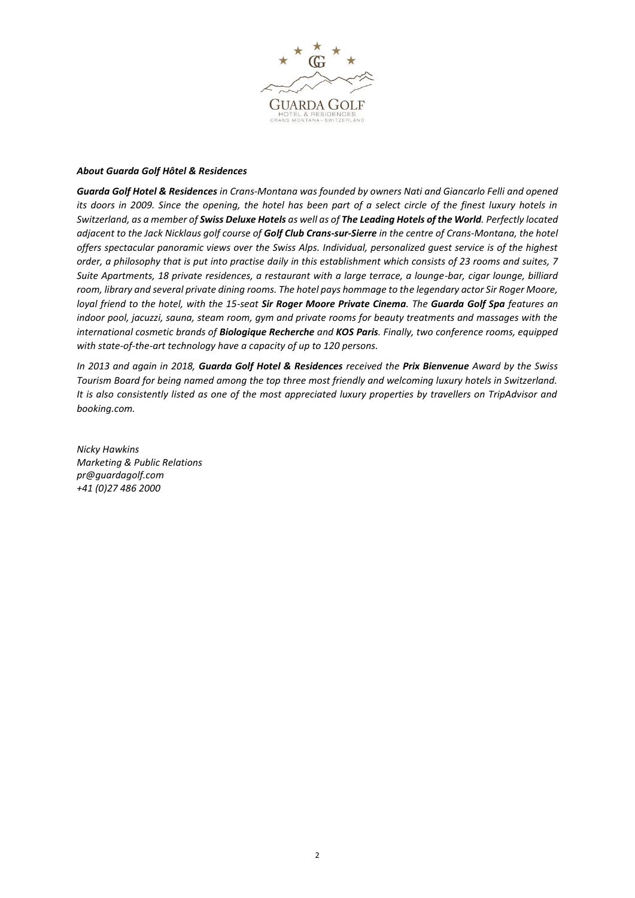***About Guarda Golf Hôtel & Residences***

***Guarda Golf Hotel & Residences*** *in Crans-Montana was founded by owners Nati and Giancarlo Felli and opened its doors in 2009. Since the opening, the hotel has been part of a select circle of the finest luxury hotels in Switzerland, as a member of* ***Swiss Deluxe Hotels*** *as well as of* ***The Leading Hotels of the World****. Perfectly located adjacent to the Jack Nicklaus golf course of* ***Golf Club Crans-sur-Sierre*** *in the centre of Crans-Montana, the hotel offers spectacular panoramic views over the Swiss Alps. Individual, personalized guest service is of the highest order, a philosophy that is put into practise daily in this establishment which consists of 23 rooms and suites, 7 Suite Apartments, 18 private residences, a restaurant with a large terrace, a lounge-bar, cigar lounge, billiard room, library and several private dining rooms. The hotel pays hommage to the legendary actor Sir Roger Moore, loyal friend to the hotel, with the 15-seat* ***Sir Roger Moore Private Cinema****. The* ***Guarda Golf Spa*** *features an indoor pool, jacuzzi, sauna, steam room, gym and private rooms for beauty treatments and massages with the international cosmetic brands of* ***Biologique Recherche*** *and* ***KOS Paris****. Finally, two conference rooms, equipped with state-of-the-art technology have a capacity of up to 120 persons.*

*In 2013 and again in 2018,* ***Guarda Golf Hotel & Residences*** *received the* ***Prix Bienvenue*** *Award by the Swiss Tourism Board for being named among the top three most friendly and welcoming luxury hotels in Switzerland. It is also consistently listed as one of the most appreciated luxury properties by travellers on TripAdvisor and booking.com.*

*Nicky Hawkins*
*Marketing & Public Relations*
*pr@guardagolf.com*
*+41 (0)27 486 2000*